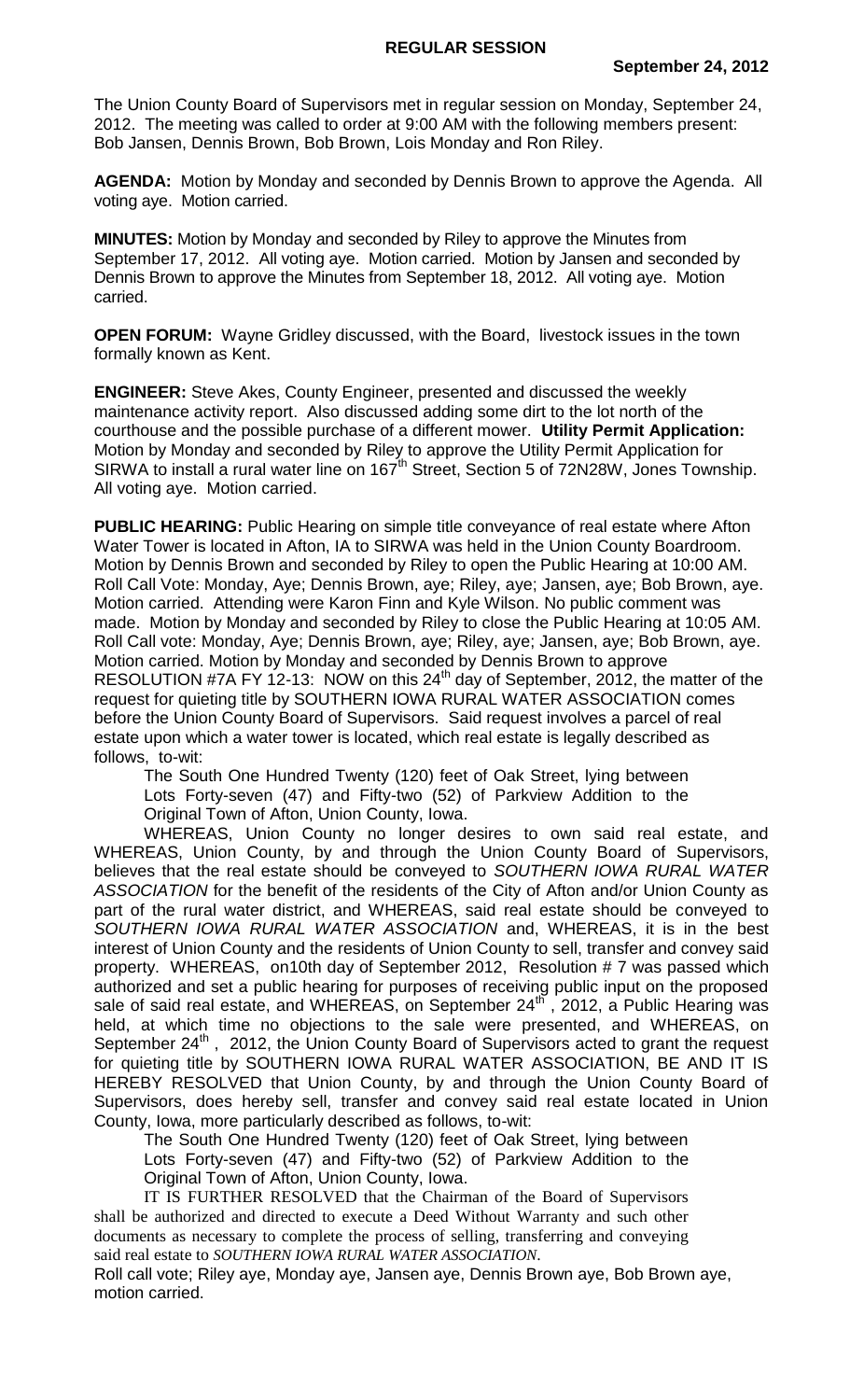# REGULAR SESSION

**September 24, 2012**

The Union County Board of Supervisors met in regular session on Monday, September 24, 2012. The meeting was called to order at 9:00 AM with the following members present: Bob Jansen, Dennis Brown, Bob Brown, Lois Monday and Ron Riley.

**AGENDA:** Motion by Monday and seconded by Dennis Brown to approve the Agenda. All voting aye. Motion carried.

**MINUTES:** Motion by Monday and seconded by Riley to approve the Minutes from September 17, 2012. All voting aye. Motion carried. Motion by Jansen and seconded by Dennis Brown to approve the Minutes from September 18, 2012. All voting aye. Motion carried.

**OPEN FORUM:** Wayne Gridley discussed, with the Board, livestock issues in the town formally known as Kent.

**ENGINEER:** Steve Akes, County Engineer, presented and discussed the weekly maintenance activity report. Also discussed adding some dirt to the lot north of the courthouse and the possible purchase of a different mower. **Utility Permit Application:** Motion by Monday and seconded by Riley to approve the Utility Permit Application for SIRWA to install a rural water line on 167th Street, Section 5 of 72N28W, Jones Township. All voting aye. Motion carried.

**PUBLIC HEARING:** Public Hearing on simple title conveyance of real estate where Afton Water Tower is located in Afton, IA to SIRWA was held in the Union County Boardroom. Motion by Dennis Brown and seconded by Riley to open the Public Hearing at 10:00 AM. Roll Call Vote: Monday, Aye; Dennis Brown, aye; Riley, aye; Jansen, aye; Bob Brown, aye. Motion carried. Attending were Karon Finn and Kyle Wilson. No public comment was made. Motion by Monday and seconded by Riley to close the Public Hearing at 10:05 AM. Roll Call vote: Monday, Aye; Dennis Brown, aye; Riley, aye; Jansen, aye; Bob Brown, aye. Motion carried. Motion by Monday and seconded by Dennis Brown to approve RESOLUTION #7A FY 12-13: NOW on this 24th day of September, 2012, the matter of the request for quieting title by SOUTHERN IOWA RURAL WATER ASSOCIATION comes before the Union County Board of Supervisors. Said request involves a parcel of real estate upon which a water tower is located, which real estate is legally described as follows, to-wit:

The South One Hundred Twenty (120) feet of Oak Street, lying between Lots Forty-seven (47) and Fifty-two (52) of Parkview Addition to the Original Town of Afton, Union County, Iowa.

WHEREAS, Union County no longer desires to own said real estate, and WHEREAS, Union County, by and through the Union County Board of Supervisors, believes that the real estate should be conveyed to *SOUTHERN IOWA RURAL WATER ASSOCIATION* for the benefit of the residents of the City of Afton and/or Union County as part of the rural water district, and WHEREAS, said real estate should be conveyed to *SOUTHERN IOWA RURAL WATER ASSOCIATION* and, WHEREAS, it is in the best interest of Union County and the residents of Union County to sell, transfer and convey said property. WHEREAS, on10th day of September 2012, Resolution # 7 was passed which authorized and set a public hearing for purposes of receiving public input on the proposed sale of said real estate, and WHEREAS, on September 24th , 2012, a Public Hearing was held, at which time no objections to the sale were presented, and WHEREAS, on September 24th , 2012, the Union County Board of Supervisors acted to grant the request for quieting title by SOUTHERN IOWA RURAL WATER ASSOCIATION, BE AND IT IS HEREBY RESOLVED that Union County, by and through the Union County Board of Supervisors, does hereby sell, transfer and convey said real estate located in Union County, Iowa, more particularly described as follows, to-wit:

The South One Hundred Twenty (120) feet of Oak Street, lying between Lots Forty-seven (47) and Fifty-two (52) of Parkview Addition to the Original Town of Afton, Union County, Iowa.

IT IS FURTHER RESOLVED that the Chairman of the Board of Supervisors shall be authorized and directed to execute a Deed Without Warranty and such other documents as necessary to complete the process of selling, transferring and conveying said real estate to *SOUTHERN IOWA RURAL WATER ASSOCIATION*.

Roll call vote; Riley aye, Monday aye, Jansen aye, Dennis Brown aye, Bob Brown aye, motion carried.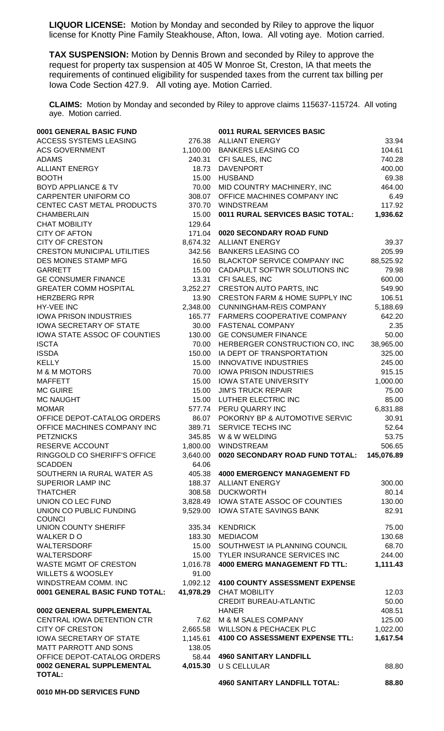**LIQUOR LICENSE:** Motion by Monday and seconded by Riley to approve the liquor license for Knotty Pine Family Steakhouse, Afton, Iowa. All voting aye. Motion carried.

**TAX SUSPENSION:** Motion by Dennis Brown and seconded by Riley to approve the request for property tax suspension at 405 W Monroe St, Creston, IA that meets the requirements of continued eligibility for suspended taxes from the current tax billing per Iowa Code Section 427.9. All voting aye. Motion Carried.

**CLAIMS:** Motion by Monday and seconded by Riley to approve claims 115637-115724. All voting aye. Motion carried.

| **0001 GENERAL BASIC FUND** | |
|---|---|
| ACCESS SYSTEMS LEASING | 276.38 |
| ACS GOVERNMENT | 1,100.00 |
| ADAMS | 240.31 |
| ALLIANT ENERGY | 18.73 |
| BOOTH | 15.00 |
| BOYD APPLIANCE & TV | 70.00 |
| CARPENTER UNIFORM CO | 308.07 |
| CENTEC CAST METAL PRODUCTS | 370.70 |
| CHAMBERLAIN | 15.00 |
| CHAT MOBILITY | 129.64 |
| CITY OF AFTON | 171.04 |
| CITY OF CRESTON | 8,674.32 |
| CRESTON MUNICIPAL UTILITIES | 342.56 |
| DES MOINES STAMP MFG | 16.50 |
| GARRETT | 15.00 |
| GE CONSUMER FINANCE | 13.31 |
| GREATER COMM HOSPITAL | 3,252.27 |
| HERZBERG RPR | 13.90 |
| HY-VEE INC | 2,348.00 |
| IOWA PRISON INDUSTRIES | 165.77 |
| IOWA SECRETARY OF STATE | 30.00 |
| IOWA STATE ASSOC OF COUNTIES | 130.00 |
| ISCTA | 70.00 |
| ISSDA | 150.00 |
| KELLY | 15.00 |
| M & M MOTORS | 70.00 |
| MAFFETT | 15.00 |
| MC GUIRE | 15.00 |
| MC NAUGHT | 15.00 |
| MOMAR | 577.74 |
| OFFICE DEPOT-CATALOG ORDERS | 86.07 |
| OFFICE MACHINES COMPANY INC | 389.71 |
| PETZNICKS | 345.85 |
| RESERVE ACCOUNT | 1,800.00 |
| RINGGOLD CO SHERIFF'S OFFICE | 3,640.00 |
| SCADDEN | 64.06 |
| SOUTHERN IA RURAL WATER AS | 405.38 |
| SUPERIOR LAMP INC | 188.37 |
| THATCHER | 308.58 |
| UNION CO LEC FUND | 3,828.49 |
| UNION CO PUBLIC FUNDING COUNCI | 9,529.00 |
| UNION COUNTY SHERIFF | 335.34 |
| WALKER D O | 183.30 |
| WALTERSDORF | 15.00 |
| WALTERSDORF | 15.00 |
| WASTE MGMT OF CRESTON | 1,016.78 |
| WILLETS & WOOSLEY | 91.00 |
| WINDSTREAM COMM. INC | 1,092.12 |
| **0001 GENERAL BASIC FUND TOTAL:** | **41,978.29** |

| **0002 GENERAL SUPPLEMENTAL** | |
|---|---|
| CENTRAL IOWA DETENTION CTR | 7.62 |
| CITY OF CRESTON | 2,665.58 |
| IOWA SECRETARY OF STATE | 1,145.61 |
| MATT PARROTT AND SONS | 138.05 |
| OFFICE DEPOT-CATALOG ORDERS | 58.44 |
| **0002 GENERAL SUPPLEMENTAL TOTAL:** | **4,015.30** |

**0010 MH-DD SERVICES FUND**

| **0011 RURAL SERVICES BASIC** | |
|---|---|
| ALLIANT ENERGY | 33.94 |
| BANKERS LEASING CO | 104.61 |
| CFI SALES, INC | 740.28 |
| DAVENPORT | 400.00 |
| HUSBAND | 69.38 |
| MID COUNTRY MACHINERY, INC | 464.00 |
| OFFICE MACHINES COMPANY INC | 6.49 |
| WINDSTREAM | 117.92 |
| **0011 RURAL SERVICES BASIC TOTAL:** | **1,936.62** |

| **0020 SECONDARY ROAD FUND** | |
|---|---|
| ALLIANT ENERGY | 39.37 |
| BANKERS LEASING CO | 205.99 |
| BLACKTOP SERVICE COMPANY INC | 88,525.92 |
| CADAPULT SOFTWR SOLUTIONS INC | 79.98 |
| CFI SALES, INC | 600.00 |
| CRESTON AUTO PARTS, INC | 549.90 |
| CRESTON FARM & HOME SUPPLY INC | 106.51 |
| CUNNINGHAM-REIS COMPANY | 5,188.69 |
| FARMERS COOPERATIVE COMPANY | 642.20 |
| FASTENAL COMPANY | 2.35 |
| GE CONSUMER FINANCE | 50.00 |
| HERBERGER CONSTRUCTION CO, INC | 38,965.00 |
| IA DEPT OF TRANSPORTATION | 325.00 |
| INNOVATIVE INDUSTRIES | 245.00 |
| IOWA PRISON INDUSTRIES | 915.15 |
| IOWA STATE UNIVERSITY | 1,000.00 |
| JIM'S TRUCK REPAIR | 75.00 |
| LUTHER ELECTRIC INC | 85.00 |
| PERU QUARRY INC | 6,831.88 |
| POKORNY BP & AUTOMOTIVE SERVIC | 30.91 |
| SERVICE TECHS INC | 52.64 |
| W & W WELDING | 53.75 |
| WINDSTREAM | 506.65 |
| **0020 SECONDARY ROAD FUND TOTAL:** | **145,076.89** |

| **4000 EMERGENCY MANAGEMENT FD** | |
|---|---|
| ALLIANT ENERGY | 300.00 |
| DUCKWORTH | 80.14 |
| IOWA STATE ASSOC OF COUNTIES | 130.00 |
| IOWA STATE SAVINGS BANK | 82.91 |
| KENDRICK | 75.00 |
| MEDIACOM | 130.68 |
| SOUTHWEST IA PLANNING COUNCIL | 68.70 |
| TYLER INSURANCE SERVICES INC | 244.00 |
| **4000 EMERG MANAGEMENT FD TTL:** | **1,111.43** |

| **4100 COUNTY ASSESSMENT EXPENSE** | |
|---|---|
| CHAT MOBILITY | 12.03 |
| CREDIT BUREAU-ATLANTIC | 50.00 |
| HANER | 408.51 |
| M & M SALES COMPANY | 125.00 |
| WILLSON & PECHACEK PLC | 1,022.00 |
| **4100 CO ASSESSMENT EXPENSE TTL:** | **1,617.54** |

| **4960 SANITARY LANDFILL** | |
|---|---|
| U S CELLULAR | 88.80 |
| **4960 SANITARY LANDFILL TOTAL:** | **88.80** |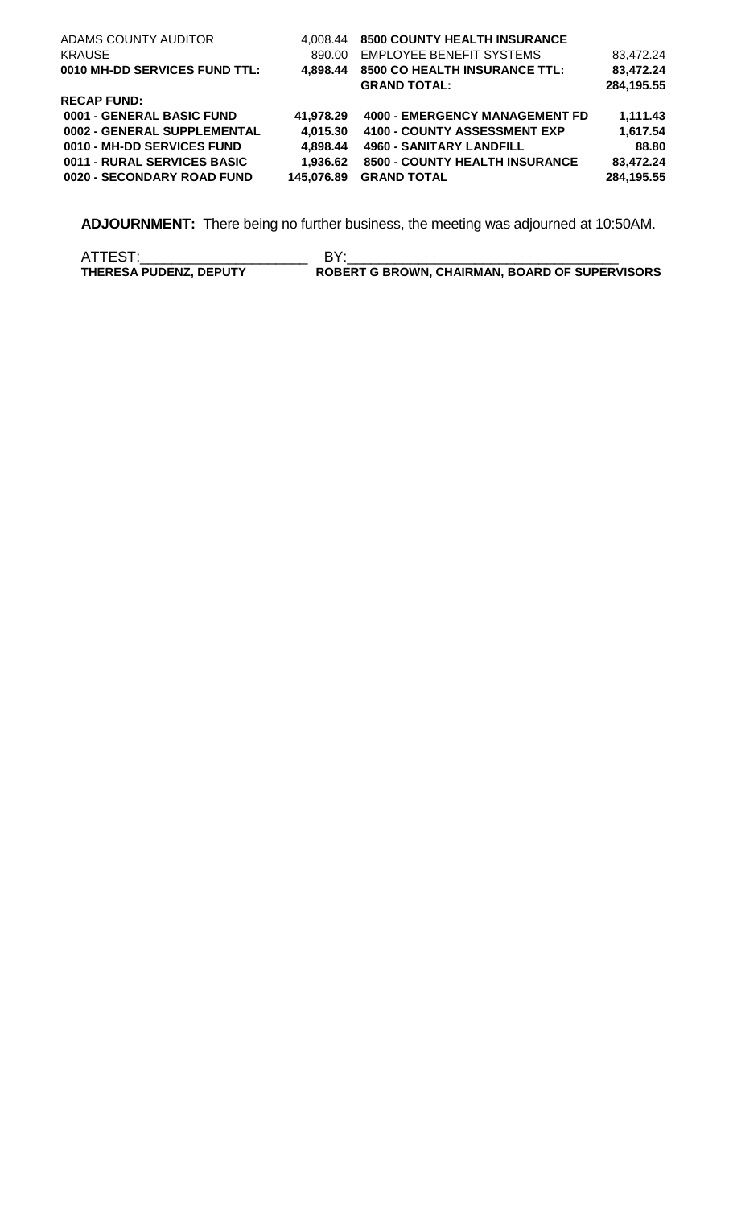| | | | |
|---|---|---|---|
| ADAMS COUNTY AUDITOR | 4,008.44 | **8500 COUNTY HEALTH INSURANCE** | |
| KRAUSE | 890.00 | EMPLOYEE BENEFIT SYSTEMS | 83,472.24 |
| **0010 MH-DD SERVICES FUND TTL:** | **4,898.44** | **8500 CO HEALTH INSURANCE TTL:** | **83,472.24** |
| | | **GRAND TOTAL:** | **284,195.55** |
| **RECAP FUND:** | | | |
| **0001 - GENERAL BASIC FUND** | **41,978.29** | **4000 - EMERGENCY MANAGEMENT FD** | **1,111.43** |
| **0002 - GENERAL SUPPLEMENTAL** | **4,015.30** | **4100 - COUNTY ASSESSMENT EXP** | **1,617.54** |
| **0010 - MH-DD SERVICES FUND** | **4,898.44** | **4960 - SANITARY LANDFILL** | **88.80** |
| **0011 - RURAL SERVICES BASIC** | **1,936.62** | **8500 - COUNTY HEALTH INSURANCE** | **83,472.24** |
| **0020 - SECONDARY ROAD FUND** | **145,076.89** | **GRAND TOTAL** | **284,195.55** |

**ADJOURNMENT:** There being no further business, the meeting was adjourned at 10:50AM.

ATTEST:_____________________ BY:___________________________________

**THERESA PUDENZ, DEPUTY** **ROBERT G BROWN, CHAIRMAN, BOARD OF SUPERVISORS**